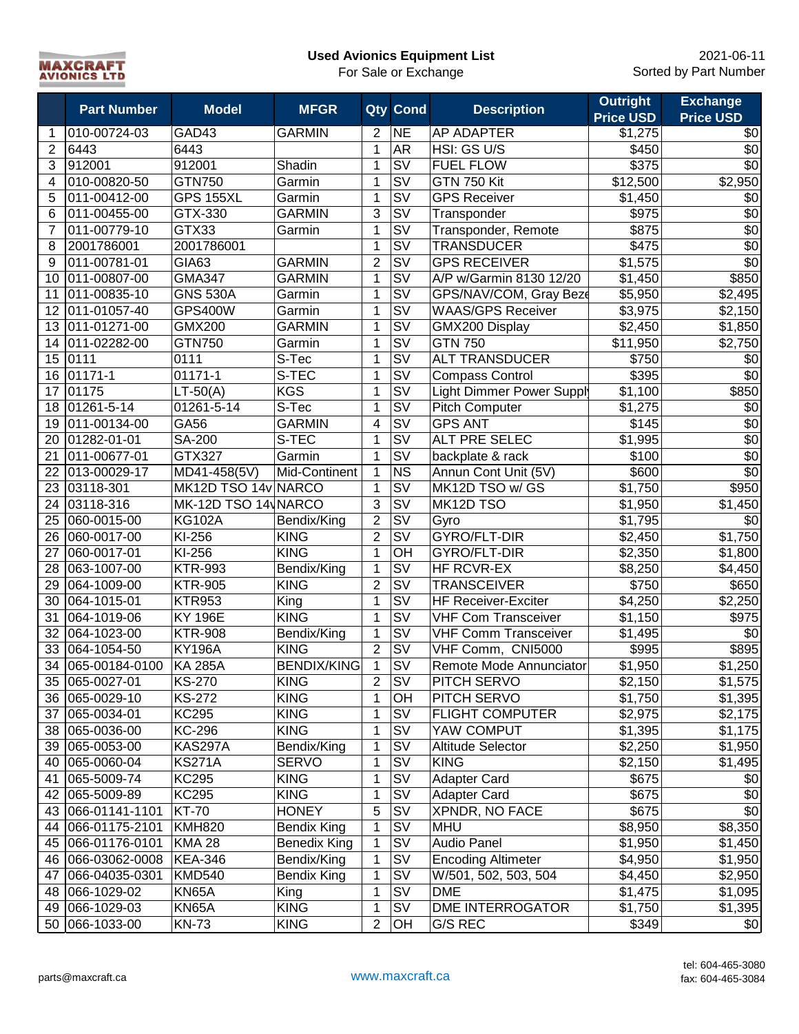MAXCRAFT AVIONICS LTD

**Used Avionics Equipment List**
For Sale or Exchange

2021-06-11
Sorted by Part Number

| | Part Number | Model | MFGR | Qty | Cond | Description | Outright Price USD | Exchange Price USD |
|---|---|---|---|---|---|---|---|---|
| 1 | 010-00724-03 | GAD43 | GARMIN | 2 | NE | AP ADAPTER | $1,275 | $0 |
| 2 | 6443 | 6443 | | 1 | AR | HSI: GS U/S | $450 | $0 |
| 3 | 912001 | 912001 | Shadin | 1 | SV | FUEL FLOW | $375 | $0 |
| 4 | 010-00820-50 | GTN750 | Garmin | 1 | SV | GTN 750 Kit | $12,500 | $2,950 |
| 5 | 011-00412-00 | GPS 155XL | Garmin | 1 | SV | GPS Receiver | $1,450 | $0 |
| 6 | 011-00455-00 | GTX-330 | GARMIN | 3 | SV | Transponder | $975 | $0 |
| 7 | 011-00779-10 | GTX33 | Garmin | 1 | SV | Transponder, Remote | $875 | $0 |
| 8 | 2001786001 | 2001786001 | | 1 | SV | TRANSDUCER | $475 | $0 |
| 9 | 011-00781-01 | GIA63 | GARMIN | 2 | SV | GPS RECEIVER | $1,575 | $0 |
| 10 | 011-00807-00 | GMA347 | GARMIN | 1 | SV | A/P w/Garmin 8130 12/20 | $1,450 | $850 |
| 11 | 011-00835-10 | GNS 530A | Garmin | 1 | SV | GPS/NAV/COM, Gray Beze | $5,950 | $2,495 |
| 12 | 011-01057-40 | GPS400W | Garmin | 1 | SV | WAAS/GPS Receiver | $3,975 | $2,150 |
| 13 | 011-01271-00 | GMX200 | GARMIN | 1 | SV | GMX200 Display | $2,450 | $1,850 |
| 14 | 011-02282-00 | GTN750 | Garmin | 1 | SV | GTN 750 | $11,950 | $2,750 |
| 15 | 0111 | 0111 | S-Tec | 1 | SV | ALT TRANSDUCER | $750 | $0 |
| 16 | 01171-1 | 01171-1 | S-TEC | 1 | SV | Compass Control | $395 | $0 |
| 17 | 01175 | LT-50(A) | KGS | 1 | SV | Light Dimmer Power Suppl | $1,100 | $850 |
| 18 | 01261-5-14 | 01261-5-14 | S-Tec | 1 | SV | Pitch Computer | $1,275 | $0 |
| 19 | 011-00134-00 | GA56 | GARMIN | 4 | SV | GPS ANT | $145 | $0 |
| 20 | 01282-01-01 | SA-200 | S-TEC | 1 | SV | ALT PRE SELEC | $1,995 | $0 |
| 21 | 011-00677-01 | GTX327 | Garmin | 1 | SV | backplate & rack | $100 | $0 |
| 22 | 013-00029-17 | MD41-458(5V) | Mid-Continent | 1 | NS | Annun Cont Unit (5V) | $600 | $0 |
| 23 | 03118-301 | MK12D TSO 14v | NARCO | 1 | SV | MK12D TSO w/ GS | $1,750 | $950 |
| 24 | 03118-316 | MK-12D TSO 14v | NARCO | 3 | SV | MK12D TSO | $1,950 | $1,450 |
| 25 | 060-0015-00 | KG102A | Bendix/King | 2 | SV | Gyro | $1,795 | $0 |
| 26 | 060-0017-00 | KI-256 | KING | 2 | SV | GYRO/FLT-DIR | $2,450 | $1,750 |
| 27 | 060-0017-01 | KI-256 | KING | 1 | OH | GYRO/FLT-DIR | $2,350 | $1,800 |
| 28 | 063-1007-00 | KTR-993 | Bendix/King | 1 | SV | HF RCVR-EX | $8,250 | $4,450 |
| 29 | 064-1009-00 | KTR-905 | KING | 2 | SV | TRANSCEIVER | $750 | $650 |
| 30 | 064-1015-01 | KTR953 | King | 1 | SV | HF Receiver-Exciter | $4,250 | $2,250 |
| 31 | 064-1019-06 | KY 196E | KING | 1 | SV | VHF Com Transceiver | $1,150 | $975 |
| 32 | 064-1023-00 | KTR-908 | Bendix/King | 1 | SV | VHF Comm Transceiver | $1,495 | $0 |
| 33 | 064-1054-50 | KY196A | KING | 2 | SV | VHF Comm, CNI5000 | $995 | $895 |
| 34 | 065-00184-0100 | KA 285A | BENDIX/KING | 1 | SV | Remote Mode Annunciator | $1,950 | $1,250 |
| 35 | 065-0027-01 | KS-270 | KING | 2 | SV | PITCH SERVO | $2,150 | $1,575 |
| 36 | 065-0029-10 | KS-272 | KING | 1 | OH | PITCH SERVO | $1,750 | $1,395 |
| 37 | 065-0034-01 | KC295 | KING | 1 | SV | FLIGHT COMPUTER | $2,975 | $2,175 |
| 38 | 065-0036-00 | KC-296 | KING | 1 | SV | YAW COMPUT | $1,395 | $1,175 |
| 39 | 065-0053-00 | KAS297A | Bendix/King | 1 | SV | Altitude Selector | $2,250 | $1,950 |
| 40 | 065-0060-04 | KS271A | SERVO | 1 | SV | KING | $2,150 | $1,495 |
| 41 | 065-5009-74 | KC295 | KING | 1 | SV | Adapter Card | $675 | $0 |
| 42 | 065-5009-89 | KC295 | KING | 1 | SV | Adapter Card | $675 | $0 |
| 43 | 066-01141-1101 | KT-70 | HONEY | 5 | SV | XPNDR, NO FACE | $675 | $0 |
| 44 | 066-01175-2101 | KMH820 | Bendix King | 1 | SV | MHU | $8,950 | $8,350 |
| 45 | 066-01176-0101 | KMA 28 | Benedix King | 1 | SV | Audio Panel | $1,950 | $1,450 |
| 46 | 066-03062-0008 | KEA-346 | Bendix/King | 1 | SV | Encoding Altimeter | $4,950 | $1,950 |
| 47 | 066-04035-0301 | KMD540 | Bendix King | 1 | SV | W/501, 502, 503, 504 | $4,450 | $2,950 |
| 48 | 066-1029-02 | KN65A | King | 1 | SV | DME | $1,475 | $1,095 |
| 49 | 066-1029-03 | KN65A | KING | 1 | SV | DME INTERROGATOR | $1,750 | $1,395 |
| 50 | 066-1033-00 | KN-73 | KING | 2 | OH | G/S REC | $349 | $0 |

parts@maxcraft.ca

www.maxcraft.ca

tel: 604-465-3080
fax: 604-465-3084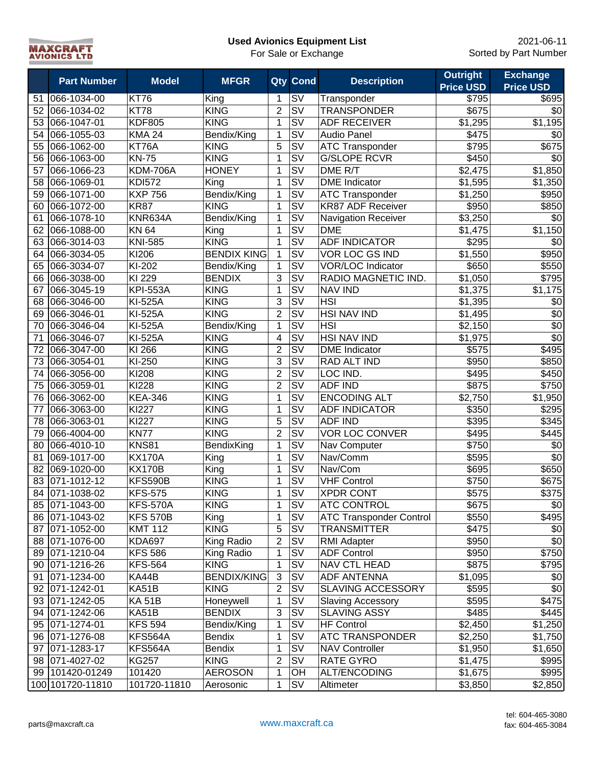**MAXCRAFT AVIONICS LTD**

**Used Avionics Equipment List**
For Sale or Exchange

2021-06-11
Sorted by Part Number

| | Part Number | Model | MFGR | Qty | Cond | Description | Outright Price USD | Exchange Price USD |
|---|---|---|---|---|---|---|---|---|
| 51 | 066-1034-00 | KT76 | King | 1 | SV | Transponder | $795 | $695 |
| 52 | 066-1034-02 | KT78 | KING | 2 | SV | TRANSPONDER | $675 | $0 |
| 53 | 066-1047-01 | KDF805 | KING | 1 | SV | ADF RECEIVER | $1,295 | $1,195 |
| 54 | 066-1055-03 | KMA 24 | Bendix/King | 1 | SV | Audio Panel | $475 | $0 |
| 55 | 066-1062-00 | KT76A | KING | 5 | SV | ATC Transponder | $795 | $675 |
| 56 | 066-1063-00 | KN-75 | KING | 1 | SV | G/SLOPE RCVR | $450 | $0 |
| 57 | 066-1066-23 | KDM-706A | HONEY | 1 | SV | DME R/T | $2,475 | $1,850 |
| 58 | 066-1069-01 | KDI572 | King | 1 | SV | DME Indicator | $1,595 | $1,350 |
| 59 | 066-1071-00 | KXP 756 | Bendix/King | 1 | SV | ATC Transponder | $1,250 | $950 |
| 60 | 066-1072-00 | KR87 | KING | 1 | SV | KR87 ADF Receiver | $950 | $850 |
| 61 | 066-1078-10 | KNR634A | Bendix/King | 1 | SV | Navigation Receiver | $3,250 | $0 |
| 62 | 066-1088-00 | KN 64 | King | 1 | SV | DME | $1,475 | $1,150 |
| 63 | 066-3014-03 | KNI-585 | KING | 1 | SV | ADF INDICATOR | $295 | $0 |
| 64 | 066-3034-05 | KI206 | BENDIX KING | 1 | SV | VOR LOC GS IND | $1,550 | $950 |
| 65 | 066-3034-07 | KI-202 | Bendix/King | 1 | SV | VOR/LOC Indicator | $650 | $550 |
| 66 | 066-3038-00 | KI 229 | BENDIX | 3 | SV | RADIO MAGNETIC IND. | $1,050 | $795 |
| 67 | 066-3045-19 | KPI-553A | KING | 1 | SV | NAV IND | $1,375 | $1,175 |
| 68 | 066-3046-00 | KI-525A | KING | 3 | SV | HSI | $1,395 | $0 |
| 69 | 066-3046-01 | KI-525A | KING | 2 | SV | HSI NAV IND | $1,495 | $0 |
| 70 | 066-3046-04 | KI-525A | Bendix/King | 1 | SV | HSI | $2,150 | $0 |
| 71 | 066-3046-07 | KI-525A | KING | 4 | SV | HSI NAV IND | $1,975 | $0 |
| 72 | 066-3047-00 | KI 266 | KING | 2 | SV | DME Indicator | $575 | $495 |
| 73 | 066-3054-01 | KI-250 | KING | 3 | SV | RAD ALT IND | $950 | $850 |
| 74 | 066-3056-00 | KI208 | KING | 2 | SV | LOC IND. | $495 | $450 |
| 75 | 066-3059-01 | KI228 | KING | 2 | SV | ADF IND | $875 | $750 |
| 76 | 066-3062-00 | KEA-346 | KING | 1 | SV | ENCODING ALT | $2,750 | $1,950 |
| 77 | 066-3063-00 | KI227 | KING | 1 | SV | ADF INDICATOR | $350 | $295 |
| 78 | 066-3063-01 | KI227 | KING | 5 | SV | ADF IND | $395 | $345 |
| 79 | 066-4004-00 | KN77 | KING | 2 | SV | VOR LOC CONVER | $495 | $445 |
| 80 | 066-4010-10 | KNS81 | BendixKing | 1 | SV | Nav Computer | $750 | $0 |
| 81 | 069-1017-00 | KX170A | King | 1 | SV | Nav/Comm | $595 | $0 |
| 82 | 069-1020-00 | KX170B | King | 1 | SV | Nav/Com | $695 | $650 |
| 83 | 071-1012-12 | KFS590B | KING | 1 | SV | VHF Control | $750 | $675 |
| 84 | 071-1038-02 | KFS-575 | KING | 1 | SV | XPDR CONT | $575 | $375 |
| 85 | 071-1043-00 | KFS-570A | KING | 1 | SV | ATC CONTROL | $675 | $0 |
| 86 | 071-1043-02 | KFS 570B | King | 1 | SV | ATC Transponder Control | $550 | $495 |
| 87 | 071-1052-00 | KMT 112 | KING | 5 | SV | TRANSMITTER | $475 | $0 |
| 88 | 071-1076-00 | KDA697 | King Radio | 2 | SV | RMI Adapter | $950 | $0 |
| 89 | 071-1210-04 | KFS 586 | King Radio | 1 | SV | ADF Control | $950 | $750 |
| 90 | 071-1216-26 | KFS-564 | KING | 1 | SV | NAV CTL HEAD | $875 | $795 |
| 91 | 071-1234-00 | KA44B | BENDIX/KING | 3 | SV | ADF ANTENNA | $1,095 | $0 |
| 92 | 071-1242-01 | KA51B | KING | 2 | SV | SLAVING ACCESSORY | $595 | $0 |
| 93 | 071-1242-05 | KA 51B | Honeywell | 1 | SV | Slaving Accessory | $595 | $475 |
| 94 | 071-1242-06 | KA51B | BENDIX | 3 | SV | SLAVING ASSY | $485 | $445 |
| 95 | 071-1274-01 | KFS 594 | Bendix/King | 1 | SV | HF Control | $2,450 | $1,250 |
| 96 | 071-1276-08 | KFS564A | Bendix | 1 | SV | ATC TRANSPONDER | $2,250 | $1,750 |
| 97 | 071-1283-17 | KFS564A | Bendix | 1 | SV | NAV Controller | $1,950 | $1,650 |
| 98 | 071-4027-02 | KG257 | KING | 2 | SV | RATE GYRO | $1,475 | $995 |
| 99 | 101420-01249 | 101420 | AEROSON | 1 | OH | ALT/ENCODING | $1,675 | $995 |
| 100 | 101720-11810 | 101720-11810 | Aerosonic | 1 | SV | Altimeter | $3,850 | $2,850 |

parts@maxcraft.ca www.maxcraft.ca tel: 604-465-3080 fax: 604-465-3084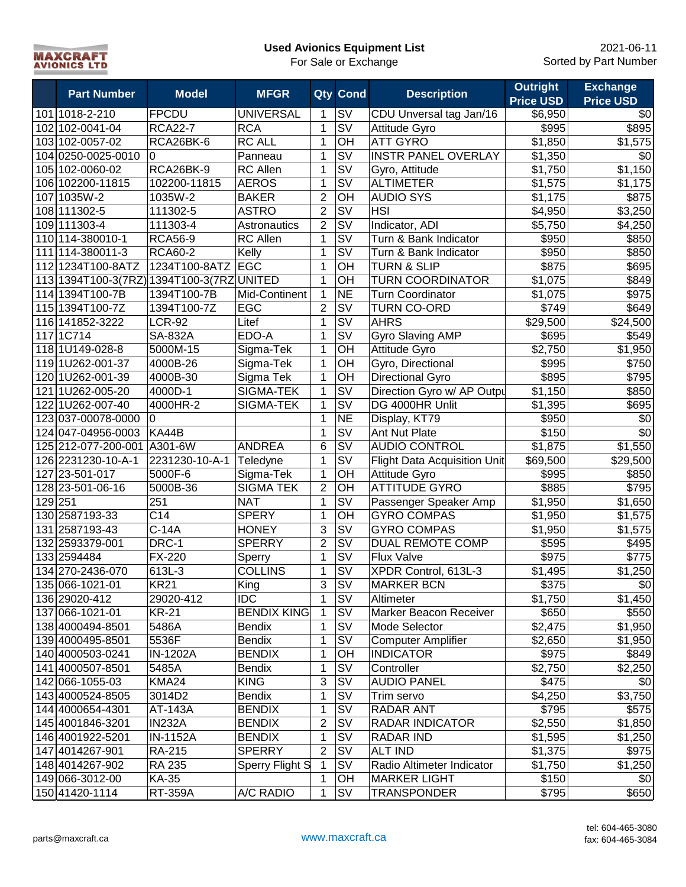MAXCRAFT AVIONICS LTD

**Used Avionics Equipment List**
For Sale or Exchange

2021-06-11
Sorted by Part Number

| | Part Number | Model | MFGR | Qty | Cond | Description | Outright Price USD | Exchange Price USD |
|---|---|---|---|---|---|---|---|---|
| 101 | 1018-2-210 | FPCDU | UNIVERSAL | 1 | SV | CDU Unversal tag Jan/16 | $6,950 | $0 |
| 102 | 102-0041-04 | RCA22-7 | RCA | 1 | SV | Attitude Gyro | $995 | $895 |
| 103 | 102-0057-02 | RCA26BK-6 | RC ALL | 1 | OH | ATT GYRO | $1,850 | $1,575 |
| 104 | 0250-0025-0010 | 0 | Panneau | 1 | SV | INSTR PANEL OVERLAY | $1,350 | $0 |
| 105 | 102-0060-02 | RCA26BK-9 | RC Allen | 1 | SV | Gyro, Attitude | $1,750 | $1,150 |
| 106 | 102200-11815 | 102200-11815 | AEROS | 1 | SV | ALTIMETER | $1,575 | $1,175 |
| 107 | 1035W-2 | 1035W-2 | BAKER | 2 | OH | AUDIO SYS | $1,175 | $875 |
| 108 | 111302-5 | 111302-5 | ASTRO | 2 | SV | HSI | $4,950 | $3,250 |
| 109 | 111303-4 | 111303-4 | Astronautics | 2 | SV | Indicator, ADI | $5,750 | $4,250 |
| 110 | 114-380010-1 | RCA56-9 | RC Allen | 1 | SV | Turn & Bank Indicator | $950 | $850 |
| 111 | 114-380011-3 | RCA60-2 | Kelly | 1 | SV | Turn & Bank Indicator | $950 | $850 |
| 112 | 1234T100-8ATZ | 1234T100-8ATZ | EGC | 1 | OH | TURN & SLIP | $875 | $695 |
| 113 | 1394T100-3(7RZ) | 1394T100-3(7RZ | UNITED | 1 | OH | TURN COORDINATOR | $1,075 | $849 |
| 114 | 1394T100-7B | 1394T100-7B | Mid-Continent | 1 | NE | Turn Coordinator | $1,075 | $975 |
| 115 | 1394T100-7Z | 1394T100-7Z | EGC | 2 | SV | TURN CO-ORD | $749 | $649 |
| 116 | 141852-3222 | LCR-92 | Litef | 1 | SV | AHRS | $29,500 | $24,500 |
| 117 | 1C714 | SA-832A | EDO-A | 1 | SV | Gyro Slaving AMP | $695 | $549 |
| 118 | 1U149-028-8 | 5000M-15 | Sigma-Tek | 1 | OH | Attitude Gyro | $2,750 | $1,950 |
| 119 | 1U262-001-37 | 4000B-26 | Sigma-Tek | 1 | OH | Gyro, Directional | $995 | $750 |
| 120 | 1U262-001-39 | 4000B-30 | Sigma Tek | 1 | OH | Directional Gyro | $895 | $795 |
| 121 | 1U262-005-20 | 4000D-1 | SIGMA-TEK | 1 | SV | Direction Gyro w/ AP Outpu | $1,150 | $850 |
| 122 | 1U262-007-40 | 4000HR-2 | SIGMA-TEK | 1 | SV | DG 4000HR Unlit | $1,395 | $695 |
| 123 | 037-00078-0000 | 0 | | 1 | NE | Display, KT79 | $950 | $0 |
| 124 | 047-04956-0003 | KA44B | | 1 | SV | Ant Nut Plate | $150 | $0 |
| 125 | 212-077-200-001 | A301-6W | ANDREA | 6 | SV | AUDIO CONTROL | $1,875 | $1,550 |
| 126 | 2231230-10-A-1 | 2231230-10-A-1 | Teledyne | 1 | SV | Flight Data Acquisition Unit | $69,500 | $29,500 |
| 127 | 23-501-017 | 5000F-6 | Sigma-Tek | 1 | OH | Attitude Gyro | $995 | $850 |
| 128 | 23-501-06-16 | 5000B-36 | SIGMA TEK | 2 | OH | ATTITUDE GYRO | $885 | $795 |
| 129 | 251 | 251 | NAT | 1 | SV | Passenger Speaker Amp | $1,950 | $1,650 |
| 130 | 2587193-33 | C14 | SPERY | 1 | OH | GYRO COMPAS | $1,950 | $1,575 |
| 131 | 2587193-43 | C-14A | HONEY | 3 | SV | GYRO COMPAS | $1,950 | $1,575 |
| 132 | 2593379-001 | DRC-1 | SPERRY | 2 | SV | DUAL REMOTE COMP | $595 | $495 |
| 133 | 2594484 | FX-220 | Sperry | 1 | SV | Flux Valve | $975 | $775 |
| 134 | 270-2436-070 | 613L-3 | COLLINS | 1 | SV | XPDR Control, 613L-3 | $1,495 | $1,250 |
| 135 | 066-1021-01 | KR21 | King | 3 | SV | MARKER BCN | $375 | $0 |
| 136 | 29020-412 | 29020-412 | IDC | 1 | SV | Altimeter | $1,750 | $1,450 |
| 137 | 066-1021-01 | KR-21 | BENDIX KING | 1 | SV | Marker Beacon Receiver | $650 | $550 |
| 138 | 4000494-8501 | 5486A | Bendix | 1 | SV | Mode Selector | $2,475 | $1,950 |
| 139 | 4000495-8501 | 5536F | Bendix | 1 | SV | Computer Amplifier | $2,650 | $1,950 |
| 140 | 4000503-0241 | IN-1202A | BENDIX | 1 | OH | INDICATOR | $975 | $849 |
| 141 | 4000507-8501 | 5485A | Bendix | 1 | SV | Controller | $2,750 | $2,250 |
| 142 | 066-1055-03 | KMA24 | KING | 3 | SV | AUDIO PANEL | $475 | $0 |
| 143 | 4000524-8505 | 3014D2 | Bendix | 1 | SV | Trim servo | $4,250 | $3,750 |
| 144 | 4000654-4301 | AT-143A | BENDIX | 1 | SV | RADAR ANT | $795 | $575 |
| 145 | 4001846-3201 | IN232A | BENDIX | 2 | SV | RADAR INDICATOR | $2,550 | $1,850 |
| 146 | 4001922-5201 | IN-1152A | BENDIX | 1 | SV | RADAR IND | $1,595 | $1,250 |
| 147 | 4014267-901 | RA-215 | SPERRY | 2 | SV | ALT IND | $1,375 | $975 |
| 148 | 4014267-902 | RA 235 | Sperry Flight S | 1 | SV | Radio Altimeter Indicator | $1,750 | $1,250 |
| 149 | 066-3012-00 | KA-35 | | 1 | OH | MARKER LIGHT | $150 | $0 |
| 150 | 41420-1114 | RT-359A | A/C RADIO | 1 | SV | TRANSPONDER | $795 | $650 |

parts@maxcraft.ca

www.maxcraft.ca

tel: 604-465-3080
fax: 604-465-3084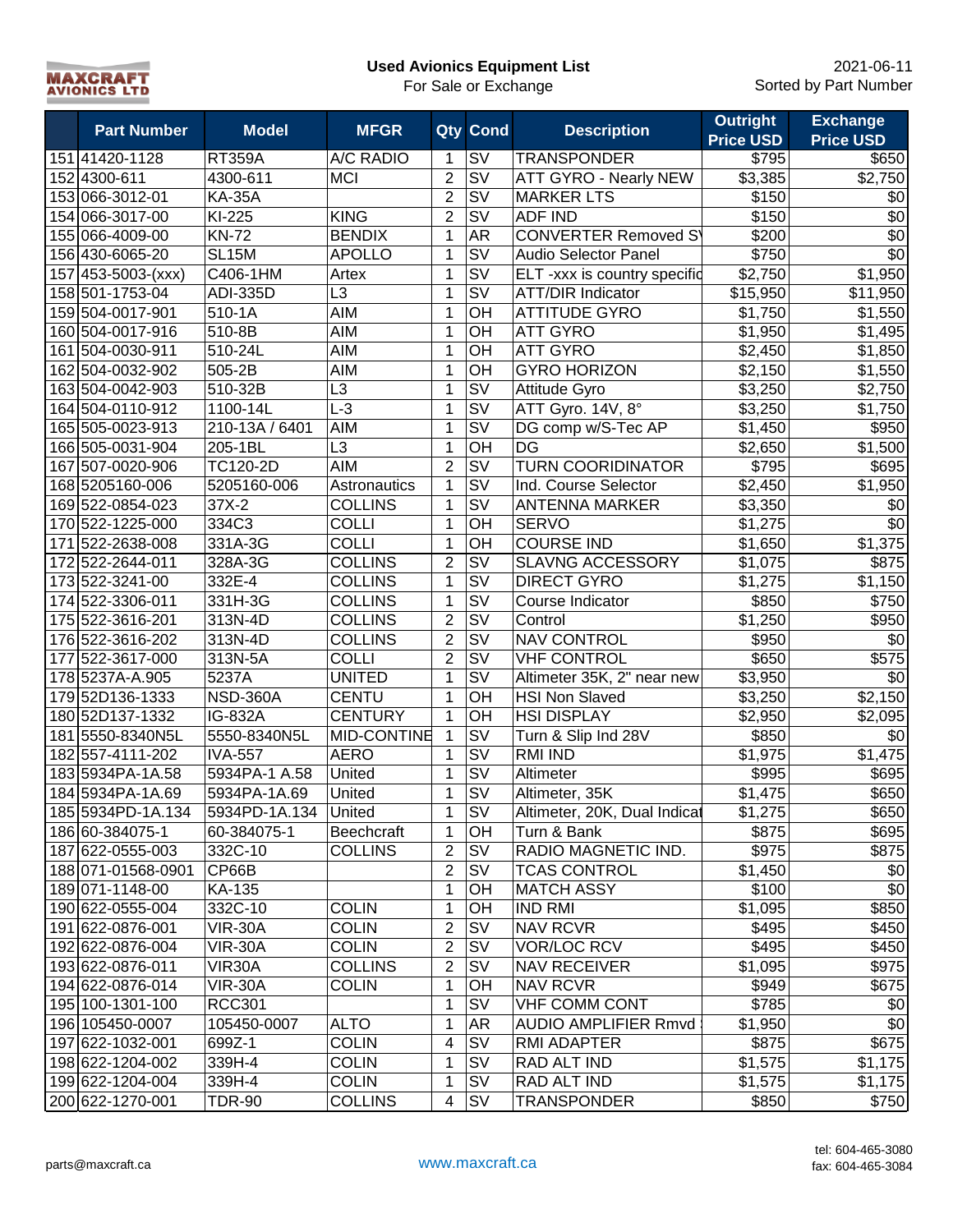MAXCRAFT AVIONICS LTD

**Used Avionics Equipment List**
For Sale or Exchange

2021-06-11
Sorted by Part Number

| | Part Number | Model | MFGR | Qty | Cond | Description | Outright Price USD | Exchange Price USD |
|---|---|---|---|---|---|---|---|---|
| 151 | 41420-1128 | RT359A | A/C RADIO | 1 | SV | TRANSPONDER | $795 | $650 |
| 152 | 4300-611 | 4300-611 | MCI | 2 | SV | ATT GYRO - Nearly NEW | $3,385 | $2,750 |
| 153 | 066-3012-01 | KA-35A | | 2 | SV | MARKER LTS | $150 | $0 |
| 154 | 066-3017-00 | KI-225 | KING | 2 | SV | ADF IND | $150 | $0 |
| 155 | 066-4009-00 | KN-72 | BENDIX | 1 | AR | CONVERTER Removed S\ | $200 | $0 |
| 156 | 430-6065-20 | SL15M | APOLLO | 1 | SV | Audio Selector Panel | $750 | $0 |
| 157 | 453-5003-(xxx) | C406-1HM | Artex | 1 | SV | ELT -xxx is country specific | $2,750 | $1,950 |
| 158 | 501-1753-04 | ADI-335D | L3 | 1 | SV | ATT/DIR Indicator | $15,950 | $11,950 |
| 159 | 504-0017-901 | 510-1A | AIM | 1 | OH | ATTITUDE GYRO | $1,750 | $1,550 |
| 160 | 504-0017-916 | 510-8B | AIM | 1 | OH | ATT GYRO | $1,950 | $1,495 |
| 161 | 504-0030-911 | 510-24L | AIM | 1 | OH | ATT GYRO | $2,450 | $1,850 |
| 162 | 504-0032-902 | 505-2B | AIM | 1 | OH | GYRO HORIZON | $2,150 | $1,550 |
| 163 | 504-0042-903 | 510-32B | L3 | 1 | SV | Attitude Gyro | $3,250 | $2,750 |
| 164 | 504-0110-912 | 1100-14L | L-3 | 1 | SV | ATT Gyro. 14V, 8° | $3,250 | $1,750 |
| 165 | 505-0023-913 | 210-13A / 6401 | AIM | 1 | SV | DG comp w/S-Tec AP | $1,450 | $950 |
| 166 | 505-0031-904 | 205-1BL | L3 | 1 | OH | DG | $2,650 | $1,500 |
| 167 | 507-0020-906 | TC120-2D | AIM | 2 | SV | TURN COORIDINATOR | $795 | $695 |
| 168 | 5205160-006 | 5205160-006 | Astronautics | 1 | SV | Ind. Course Selector | $2,450 | $1,950 |
| 169 | 522-0854-023 | 37X-2 | COLLINS | 1 | SV | ANTENNA MARKER | $3,350 | $0 |
| 170 | 522-1225-000 | 334C3 | COLLI | 1 | OH | SERVO | $1,275 | $0 |
| 171 | 522-2638-008 | 331A-3G | COLLI | 1 | OH | COURSE IND | $1,650 | $1,375 |
| 172 | 522-2644-011 | 328A-3G | COLLINS | 2 | SV | SLAVNG ACCESSORY | $1,075 | $875 |
| 173 | 522-3241-00 | 332E-4 | COLLINS | 1 | SV | DIRECT GYRO | $1,275 | $1,150 |
| 174 | 522-3306-011 | 331H-3G | COLLINS | 1 | SV | Course Indicator | $850 | $750 |
| 175 | 522-3616-201 | 313N-4D | COLLINS | 2 | SV | Control | $1,250 | $950 |
| 176 | 522-3616-202 | 313N-4D | COLLINS | 2 | SV | NAV CONTROL | $950 | $0 |
| 177 | 522-3617-000 | 313N-5A | COLLI | 2 | SV | VHF CONTROL | $650 | $575 |
| 178 | 5237A-A.905 | 5237A | UNITED | 1 | SV | Altimeter 35K, 2" near new | $3,950 | $0 |
| 179 | 52D136-1333 | NSD-360A | CENTU | 1 | OH | HSI Non Slaved | $3,250 | $2,150 |
| 180 | 52D137-1332 | IG-832A | CENTURY | 1 | OH | HSI DISPLAY | $2,950 | $2,095 |
| 181 | 5550-8340N5L | 5550-8340N5L | MID-CONTINE | 1 | SV | Turn & Slip Ind 28V | $850 | $0 |
| 182 | 557-4111-202 | IVA-557 | AERO | 1 | SV | RMI IND | $1,975 | $1,475 |
| 183 | 5934PA-1A.58 | 5934PA-1 A.58 | United | 1 | SV | Altimeter | $995 | $695 |
| 184 | 5934PA-1A.69 | 5934PA-1A.69 | United | 1 | SV | Altimeter, 35K | $1,475 | $650 |
| 185 | 5934PD-1A.134 | 5934PD-1A.134 | United | 1 | SV | Altimeter, 20K, Dual Indicat | $1,275 | $650 |
| 186 | 60-384075-1 | 60-384075-1 | Beechcraft | 1 | OH | Turn & Bank | $875 | $695 |
| 187 | 622-0555-003 | 332C-10 | COLLINS | 2 | SV | RADIO MAGNETIC IND. | $975 | $875 |
| 188 | 071-01568-0901 | CP66B | | 2 | SV | TCAS CONTROL | $1,450 | $0 |
| 189 | 071-1148-00 | KA-135 | | 1 | OH | MATCH ASSY | $100 | $0 |
| 190 | 622-0555-004 | 332C-10 | COLIN | 1 | OH | IND RMI | $1,095 | $850 |
| 191 | 622-0876-001 | VIR-30A | COLIN | 2 | SV | NAV RCVR | $495 | $450 |
| 192 | 622-0876-004 | VIR-30A | COLIN | 2 | SV | VOR/LOC RCV | $495 | $450 |
| 193 | 622-0876-011 | VIR30A | COLLINS | 2 | SV | NAV RECEIVER | $1,095 | $975 |
| 194 | 622-0876-014 | VIR-30A | COLIN | 1 | OH | NAV RCVR | $949 | $675 |
| 195 | 100-1301-100 | RCC301 | | 1 | SV | VHF COMM CONT | $785 | $0 |
| 196 | 105450-0007 | 105450-0007 | ALTO | 1 | AR | AUDIO AMPLIFIER Rmvd | $1,950 | $0 |
| 197 | 622-1032-001 | 699Z-1 | COLIN | 4 | SV | RMI ADAPTER | $875 | $675 |
| 198 | 622-1204-002 | 339H-4 | COLIN | 1 | SV | RAD ALT IND | $1,575 | $1,175 |
| 199 | 622-1204-004 | 339H-4 | COLIN | 1 | SV | RAD ALT IND | $1,575 | $1,175 |
| 200 | 622-1270-001 | TDR-90 | COLLINS | 4 | SV | TRANSPONDER | $850 | $750 |

parts@maxcraft.ca

www.maxcraft.ca

tel: 604-465-3080
fax: 604-465-3084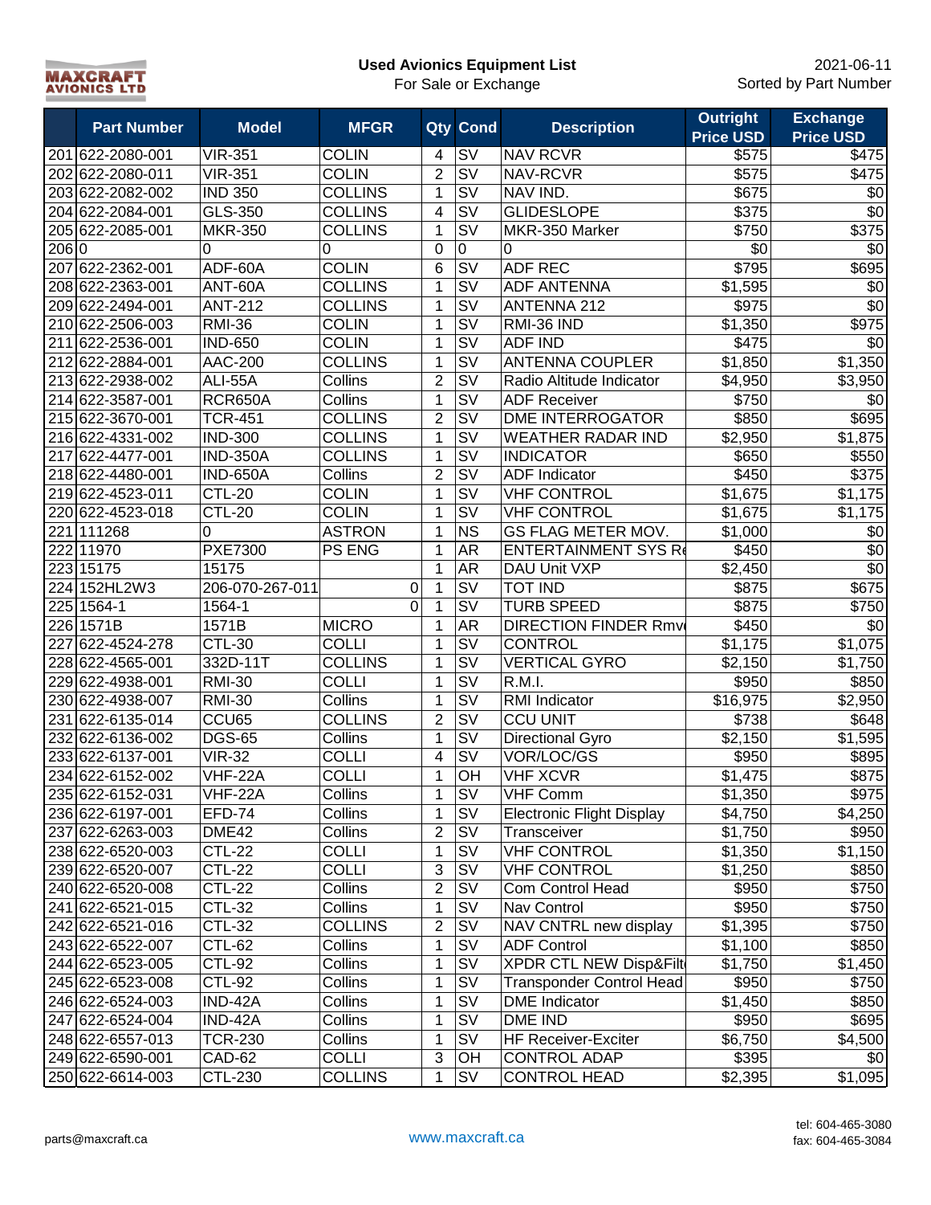MAXCRAFT AVIONICS LTD

**Used Avionics Equipment List**
For Sale or Exchange

2021-06-11
Sorted by Part Number

| | Part Number | Model | MFGR | Qty | Cond | Description | Outright Price USD | Exchange Price USD |
|---|---|---|---|---|---|---|---|---|
| 201 | 622-2080-001 | VIR-351 | COLIN | 4 | SV | NAV RCVR | $575 | $475 |
| 202 | 622-2080-011 | VIR-351 | COLIN | 2 | SV | NAV-RCVR | $575 | $475 |
| 203 | 622-2082-002 | IND 350 | COLLINS | 1 | SV | NAV IND. | $675 | $0 |
| 204 | 622-2084-001 | GLS-350 | COLLINS | 4 | SV | GLIDESLOPE | $375 | $0 |
| 205 | 622-2085-001 | MKR-350 | COLLINS | 1 | SV | MKR-350 Marker | $750 | $375 |
| 206 | 0 | 0 | 0 | 0 | 0 | 0 | $0 | $0 |
| 207 | 622-2362-001 | ADF-60A | COLIN | 6 | SV | ADF REC | $795 | $695 |
| 208 | 622-2363-001 | ANT-60A | COLLINS | 1 | SV | ADF ANTENNA | $1,595 | $0 |
| 209 | 622-2494-001 | ANT-212 | COLLINS | 1 | SV | ANTENNA 212 | $975 | $0 |
| 210 | 622-2506-003 | RMI-36 | COLIN | 1 | SV | RMI-36 IND | $1,350 | $975 |
| 211 | 622-2536-001 | IND-650 | COLIN | 1 | SV | ADF IND | $475 | $0 |
| 212 | 622-2884-001 | AAC-200 | COLLINS | 1 | SV | ANTENNA COUPLER | $1,850 | $1,350 |
| 213 | 622-2938-002 | ALI-55A | Collins | 2 | SV | Radio Altitude Indicator | $4,950 | $3,950 |
| 214 | 622-3587-001 | RCR650A | Collins | 1 | SV | ADF Receiver | $750 | $0 |
| 215 | 622-3670-001 | TCR-451 | COLLINS | 2 | SV | DME INTERROGATOR | $850 | $695 |
| 216 | 622-4331-002 | IND-300 | COLLINS | 1 | SV | WEATHER RADAR IND | $2,950 | $1,875 |
| 217 | 622-4477-001 | IND-350A | COLLINS | 1 | SV | INDICATOR | $650 | $550 |
| 218 | 622-4480-001 | IND-650A | Collins | 2 | SV | ADF Indicator | $450 | $375 |
| 219 | 622-4523-011 | CTL-20 | COLIN | 1 | SV | VHF CONTROL | $1,675 | $1,175 |
| 220 | 622-4523-018 | CTL-20 | COLIN | 1 | SV | VHF CONTROL | $1,675 | $1,175 |
| 221 | 111268 | 0 | ASTRON | 1 | NS | GS FLAG METER MOV. | $1,000 | $0 |
| 222 | 11970 | PXE7300 | PS ENG | 1 | AR | ENTERTAINMENT SYS R | $450 | $0 |
| 223 | 15175 | 15175 | | 1 | AR | DAU Unit VXP | $2,450 | $0 |
| 224 | 152HL2W3 | 206-070-267-011 | 0 | 1 | SV | TOT IND | $875 | $675 |
| 225 | 1564-1 | 1564-1 | 0 | 1 | SV | TURB SPEED | $875 | $750 |
| 226 | 1571B | 1571B | MICRO | 1 | AR | DIRECTION FINDER Rmv | $450 | $0 |
| 227 | 622-4524-278 | CTL-30 | COLLI | 1 | SV | CONTROL | $1,175 | $1,075 |
| 228 | 622-4565-001 | 332D-11T | COLLINS | 1 | SV | VERTICAL GYRO | $2,150 | $1,750 |
| 229 | 622-4938-001 | RMI-30 | COLLI | 1 | SV | R.M.I. | $950 | $850 |
| 230 | 622-4938-007 | RMI-30 | Collins | 1 | SV | RMI Indicator | $16,975 | $2,950 |
| 231 | 622-6135-014 | CCU65 | COLLINS | 2 | SV | CCU UNIT | $738 | $648 |
| 232 | 622-6136-002 | DGS-65 | Collins | 1 | SV | Directional Gyro | $2,150 | $1,595 |
| 233 | 622-6137-001 | VIR-32 | COLLI | 4 | SV | VOR/LOC/GS | $950 | $895 |
| 234 | 622-6152-002 | VHF-22A | COLLI | 1 | OH | VHF XCVR | $1,475 | $875 |
| 235 | 622-6152-031 | VHF-22A | Collins | 1 | SV | VHF Comm | $1,350 | $975 |
| 236 | 622-6197-001 | EFD-74 | Collins | 1 | SV | Electronic Flight Display | $4,750 | $4,250 |
| 237 | 622-6263-003 | DME42 | Collins | 2 | SV | Transceiver | $1,750 | $950 |
| 238 | 622-6520-003 | CTL-22 | COLLI | 1 | SV | VHF CONTROL | $1,350 | $1,150 |
| 239 | 622-6520-007 | CTL-22 | COLLI | 3 | SV | VHF CONTROL | $1,250 | $850 |
| 240 | 622-6520-008 | CTL-22 | Collins | 2 | SV | Com Control Head | $950 | $750 |
| 241 | 622-6521-015 | CTL-32 | Collins | 1 | SV | Nav Control | $950 | $750 |
| 242 | 622-6521-016 | CTL-32 | COLLINS | 2 | SV | NAV CNTRL new display | $1,395 | $750 |
| 243 | 622-6522-007 | CTL-62 | Collins | 1 | SV | ADF Control | $1,100 | $850 |
| 244 | 622-6523-005 | CTL-92 | Collins | 1 | SV | XPDR CTL NEW Disp&Filt | $1,750 | $1,450 |
| 245 | 622-6523-008 | CTL-92 | Collins | 1 | SV | Transponder Control Head | $950 | $750 |
| 246 | 622-6524-003 | IND-42A | Collins | 1 | SV | DME Indicator | $1,450 | $850 |
| 247 | 622-6524-004 | IND-42A | Collins | 1 | SV | DME IND | $950 | $695 |
| 248 | 622-6557-013 | TCR-230 | Collins | 1 | SV | HF Receiver-Exciter | $6,750 | $4,500 |
| 249 | 622-6590-001 | CAD-62 | COLLI | 3 | OH | CONTROL ADAP | $395 | $0 |
| 250 | 622-6614-003 | CTL-230 | COLLINS | 1 | SV | CONTROL HEAD | $2,395 | $1,095 |

parts@maxcraft.ca    www.maxcraft.ca    tel: 604-465-3080 fax: 604-465-3084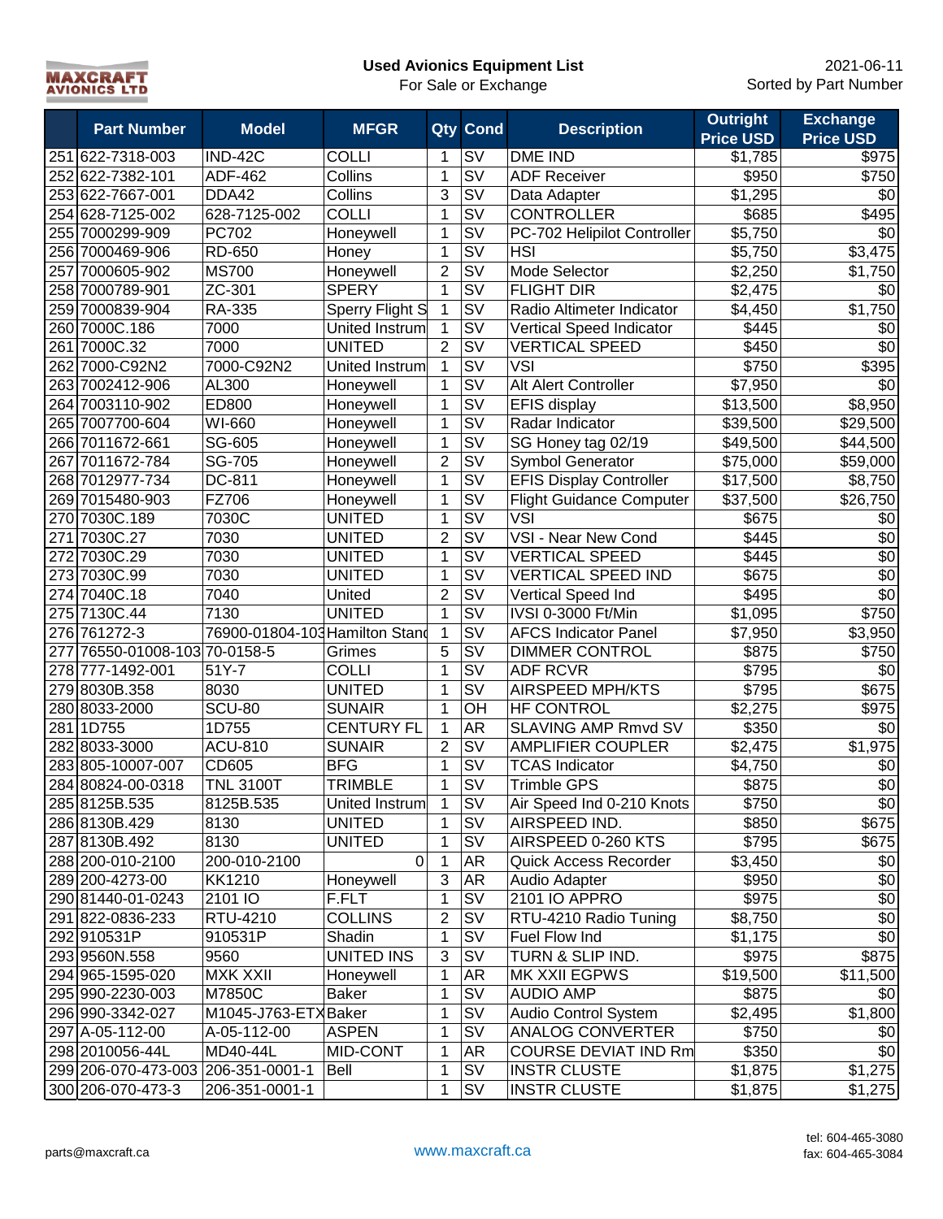MAXCRAFT AVIONICS LTD

# Used Avionics Equipment List

For Sale or Exchange

2021-06-11

Sorted by Part Number

| | Part Number | Model | MFGR | Qty | Cond | Description | Outright Price USD | Exchange Price USD |
|---|---|---|---|---|---|---|---|---|
| 251 | 622-7318-003 | IND-42C | COLLI | 1 | SV | DME IND | $1,785 | $975 |
| 252 | 622-7382-101 | ADF-462 | Collins | 1 | SV | ADF Receiver | $950 | $750 |
| 253 | 622-7667-001 | DDA42 | Collins | 3 | SV | Data Adapter | $1,295 | $0 |
| 254 | 628-7125-002 | 628-7125-002 | COLLI | 1 | SV | CONTROLLER | $685 | $495 |
| 255 | 7000299-909 | PC702 | Honeywell | 1 | SV | PC-702 Helipilot Controller | $5,750 | $0 |
| 256 | 7000469-906 | RD-650 | Honey | 1 | SV | HSI | $5,750 | $3,475 |
| 257 | 7000605-902 | MS700 | Honeywell | 2 | SV | Mode Selector | $2,250 | $1,750 |
| 258 | 7000789-901 | ZC-301 | SPERY | 1 | SV | FLIGHT DIR | $2,475 | $0 |
| 259 | 7000839-904 | RA-335 | Sperry Flight S | 1 | SV | Radio Altimeter Indicator | $4,450 | $1,750 |
| 260 | 7000C.186 | 7000 | United Instrum | 1 | SV | Vertical Speed Indicator | $445 | $0 |
| 261 | 7000C.32 | 7000 | UNITED | 2 | SV | VERTICAL SPEED | $450 | $0 |
| 262 | 7000-C92N2 | 7000-C92N2 | United Instrum | 1 | SV | VSI | $750 | $395 |
| 263 | 7002412-906 | AL300 | Honeywell | 1 | SV | Alt Alert Controller | $7,950 | $0 |
| 264 | 7003110-902 | ED800 | Honeywell | 1 | SV | EFIS display | $13,500 | $8,950 |
| 265 | 7007700-604 | WI-660 | Honeywell | 1 | SV | Radar Indicator | $39,500 | $29,500 |
| 266 | 7011672-661 | SG-605 | Honeywell | 1 | SV | SG Honey tag 02/19 | $49,500 | $44,500 |
| 267 | 7011672-784 | SG-705 | Honeywell | 2 | SV | Symbol Generator | $75,000 | $59,000 |
| 268 | 7012977-734 | DC-811 | Honeywell | 1 | SV | EFIS Display Controller | $17,500 | $8,750 |
| 269 | 7015480-903 | FZ706 | Honeywell | 1 | SV | Flight Guidance Computer | $37,500 | $26,750 |
| 270 | 7030C.189 | 7030C | UNITED | 1 | SV | VSI | $675 | $0 |
| 271 | 7030C.27 | 7030 | UNITED | 2 | SV | VSI - Near New Cond | $445 | $0 |
| 272 | 7030C.29 | 7030 | UNITED | 1 | SV | VERTICAL SPEED | $445 | $0 |
| 273 | 7030C.99 | 7030 | UNITED | 1 | SV | VERTICAL SPEED IND | $675 | $0 |
| 274 | 7040C.18 | 7040 | United | 2 | SV | Vertical Speed Ind | $495 | $0 |
| 275 | 7130C.44 | 7130 | UNITED | 1 | SV | IVSI 0-3000 Ft/Min | $1,095 | $750 |
| 276 | 761272-3 | 76900-01804-103 | Hamilton Stand | 1 | SV | AFCS Indicator Panel | $7,950 | $3,950 |
| 277 | 76550-01008-103 | 70-0158-5 | Grimes | 5 | SV | DIMMER CONTROL | $875 | $750 |
| 278 | 777-1492-001 | 51Y-7 | COLLI | 1 | SV | ADF RCVR | $795 | $0 |
| 279 | 8030B.358 | 8030 | UNITED | 1 | SV | AIRSPEED MPH/KTS | $795 | $675 |
| 280 | 8033-2000 | SCU-80 | SUNAIR | 1 | OH | HF CONTROL | $2,275 | $975 |
| 281 | 1D755 | 1D755 | CENTURY FL | 1 | AR | SLAVING AMP Rmvd SV | $350 | $0 |
| 282 | 8033-3000 | ACU-810 | SUNAIR | 2 | SV | AMPLIFIER COUPLER | $2,475 | $1,975 |
| 283 | 805-10007-007 | CD605 | BFG | 1 | SV | TCAS Indicator | $4,750 | $0 |
| 284 | 80824-00-0318 | TNL 3100T | TRIMBLE | 1 | SV | Trimble GPS | $875 | $0 |
| 285 | 8125B.535 | 8125B.535 | United Instrum | 1 | SV | Air Speed Ind 0-210 Knots | $750 | $0 |
| 286 | 8130B.429 | 8130 | UNITED | 1 | SV | AIRSPEED IND. | $850 | $675 |
| 287 | 8130B.492 | 8130 | UNITED | 1 | SV | AIRSPEED 0-260 KTS | $795 | $675 |
| 288 | 200-010-2100 | 200-010-2100 | 0 | 1 | AR | Quick Access Recorder | $3,450 | $0 |
| 289 | 200-4273-00 | KK1210 | Honeywell | 3 | AR | Audio Adapter | $950 | $0 |
| 290 | 81440-01-0243 | 2101 IO | F.FLT | 1 | SV | 2101 IO APPRO | $975 | $0 |
| 291 | 822-0836-233 | RTU-4210 | COLLINS | 2 | SV | RTU-4210 Radio Tuning | $8,750 | $0 |
| 292 | 910531P | 910531P | Shadin | 1 | SV | Fuel Flow Ind | $1,175 | $0 |
| 293 | 9560N.558 | 9560 | UNITED INS | 3 | SV | TURN & SLIP IND. | $975 | $875 |
| 294 | 965-1595-020 | MXK XXII | Honeywell | 1 | AR | MK XXII EGPWS | $19,500 | $11,500 |
| 295 | 990-2230-003 | M7850C | Baker | 1 | SV | AUDIO AMP | $875 | $0 |
| 296 | 990-3342-027 | M1045-J763-ETX | Baker | 1 | SV | Audio Control System | $2,495 | $1,800 |
| 297 | A-05-112-00 | A-05-112-00 | ASPEN | 1 | SV | ANALOG CONVERTER | $750 | $0 |
| 298 | 2010056-44L | MD40-44L | MID-CONT | 1 | AR | COURSE DEVIAT IND Rm | $350 | $0 |
| 299 | 206-070-473-003 | 206-351-0001-1 | Bell | 1 | SV | INSTR CLUSTE | $1,875 | $1,275 |
| 300 | 206-070-473-3 | 206-351-0001-1 | | 1 | SV | INSTR CLUSTE | $1,875 | $1,275 |

parts@maxcraft.ca

www.maxcraft.ca

tel: 604-465-3080

fax: 604-465-3084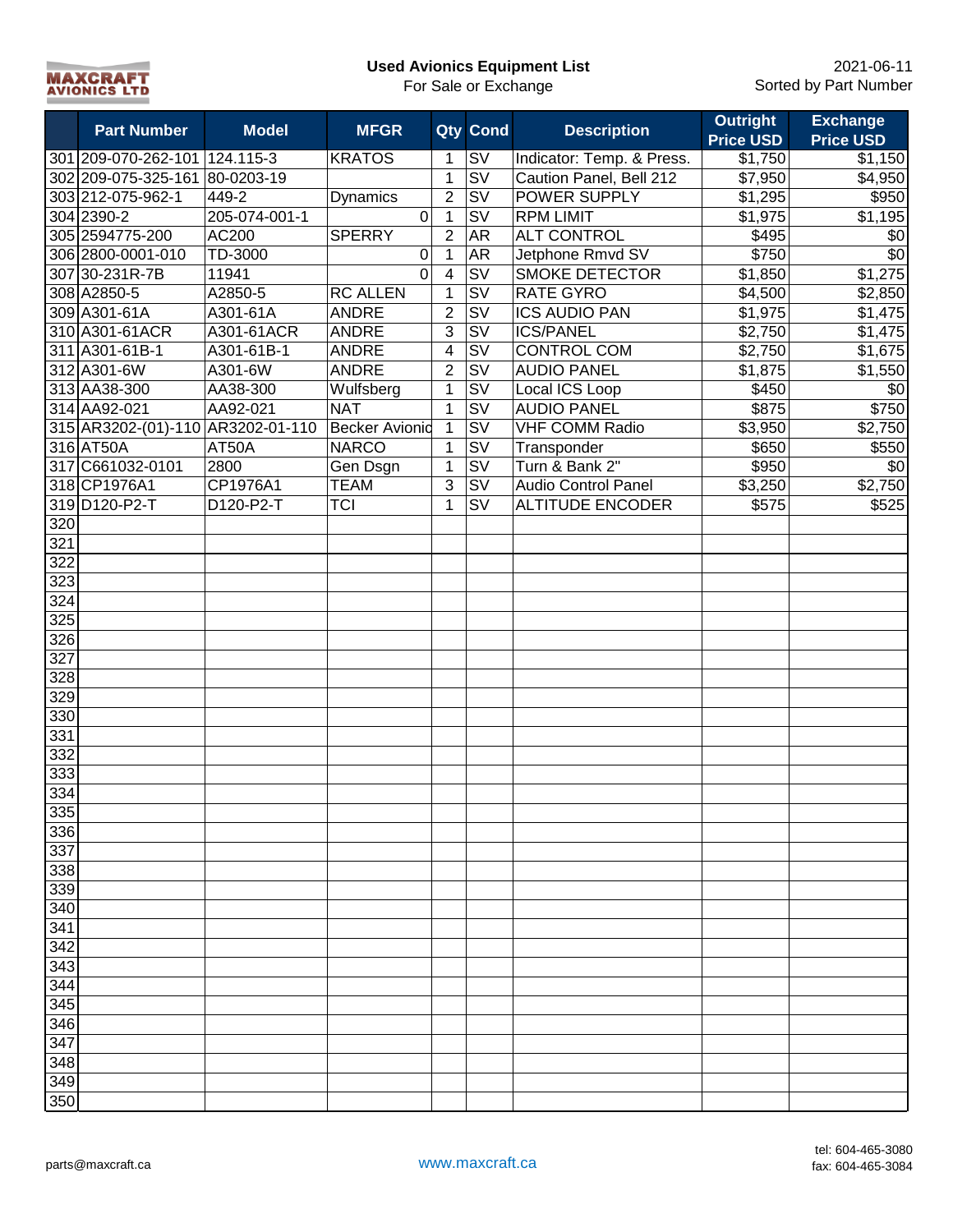MAXCRAFT AVIONICS LTD

# Used Avionics Equipment List

For Sale or Exchange

2021-06-11
Sorted by Part Number

| | Part Number | Model | MFGR | Qty | Cond | Description | Outright Price USD | Exchange Price USD |
|---|---|---|---|---|---|---|---|---|
| 301 | 209-070-262-101 | 124.115-3 | KRATOS | 1 | SV | Indicator: Temp. & Press. | $1,750 | $1,150 |
| 302 | 209-075-325-161 | 80-0203-19 | | 1 | SV | Caution Panel, Bell 212 | $7,950 | $4,950 |
| 303 | 212-075-962-1 | 449-2 | Dynamics | 2 | SV | POWER SUPPLY | $1,295 | $950 |
| 304 | 2390-2 | 205-074-001-1 | 0 | 1 | SV | RPM LIMIT | $1,975 | $1,195 |
| 305 | 2594775-200 | AC200 | SPERRY | 2 | AR | ALT CONTROL | $495 | $0 |
| 306 | 2800-0001-010 | TD-3000 | 0 | 1 | AR | Jetphone Rmvd SV | $750 | $0 |
| 307 | 30-231R-7B | 11941 | 0 | 4 | SV | SMOKE DETECTOR | $1,850 | $1,275 |
| 308 | A2850-5 | A2850-5 | RC ALLEN | 1 | SV | RATE GYRO | $4,500 | $2,850 |
| 309 | A301-61A | A301-61A | ANDRE | 2 | SV | ICS AUDIO PAN | $1,975 | $1,475 |
| 310 | A301-61ACR | A301-61ACR | ANDRE | 3 | SV | ICS/PANEL | $2,750 | $1,475 |
| 311 | A301-61B-1 | A301-61B-1 | ANDRE | 4 | SV | CONTROL COM | $2,750 | $1,675 |
| 312 | A301-6W | A301-6W | ANDRE | 2 | SV | AUDIO PANEL | $1,875 | $1,550 |
| 313 | AA38-300 | AA38-300 | Wulfsberg | 1 | SV | Local ICS Loop | $450 | $0 |
| 314 | AA92-021 | AA92-021 | NAT | 1 | SV | AUDIO PANEL | $875 | $750 |
| 315 | AR3202-(01)-110 | AR3202-01-110 | Becker Avionic | 1 | SV | VHF COMM Radio | $3,950 | $2,750 |
| 316 | AT50A | AT50A | NARCO | 1 | SV | Transponder | $650 | $550 |
| 317 | C661032-0101 | 2800 | Gen Dsgn | 1 | SV | Turn & Bank 2" | $950 | $0 |
| 318 | CP1976A1 | CP1976A1 | TEAM | 3 | SV | Audio Control Panel | $3,250 | $2,750 |
| 319 | D120-P2-T | D120-P2-T | TCI | 1 | SV | ALTITUDE ENCODER | $575 | $525 |
| 320 | | | | | | | | |
| 321 | | | | | | | | |
| 322 | | | | | | | | |
| 323 | | | | | | | | |
| 324 | | | | | | | | |
| 325 | | | | | | | | |
| 326 | | | | | | | | |
| 327 | | | | | | | | |
| 328 | | | | | | | | |
| 329 | | | | | | | | |
| 330 | | | | | | | | |
| 331 | | | | | | | | |
| 332 | | | | | | | | |
| 333 | | | | | | | | |
| 334 | | | | | | | | |
| 335 | | | | | | | | |
| 336 | | | | | | | | |
| 337 | | | | | | | | |
| 338 | | | | | | | | |
| 339 | | | | | | | | |
| 340 | | | | | | | | |
| 341 | | | | | | | | |
| 342 | | | | | | | | |
| 343 | | | | | | | | |
| 344 | | | | | | | | |
| 345 | | | | | | | | |
| 346 | | | | | | | | |
| 347 | | | | | | | | |
| 348 | | | | | | | | |
| 349 | | | | | | | | |
| 350 | | | | | | | | |

parts@maxcraft.ca

www.maxcraft.ca

tel: 604-465-3080
fax: 604-465-3084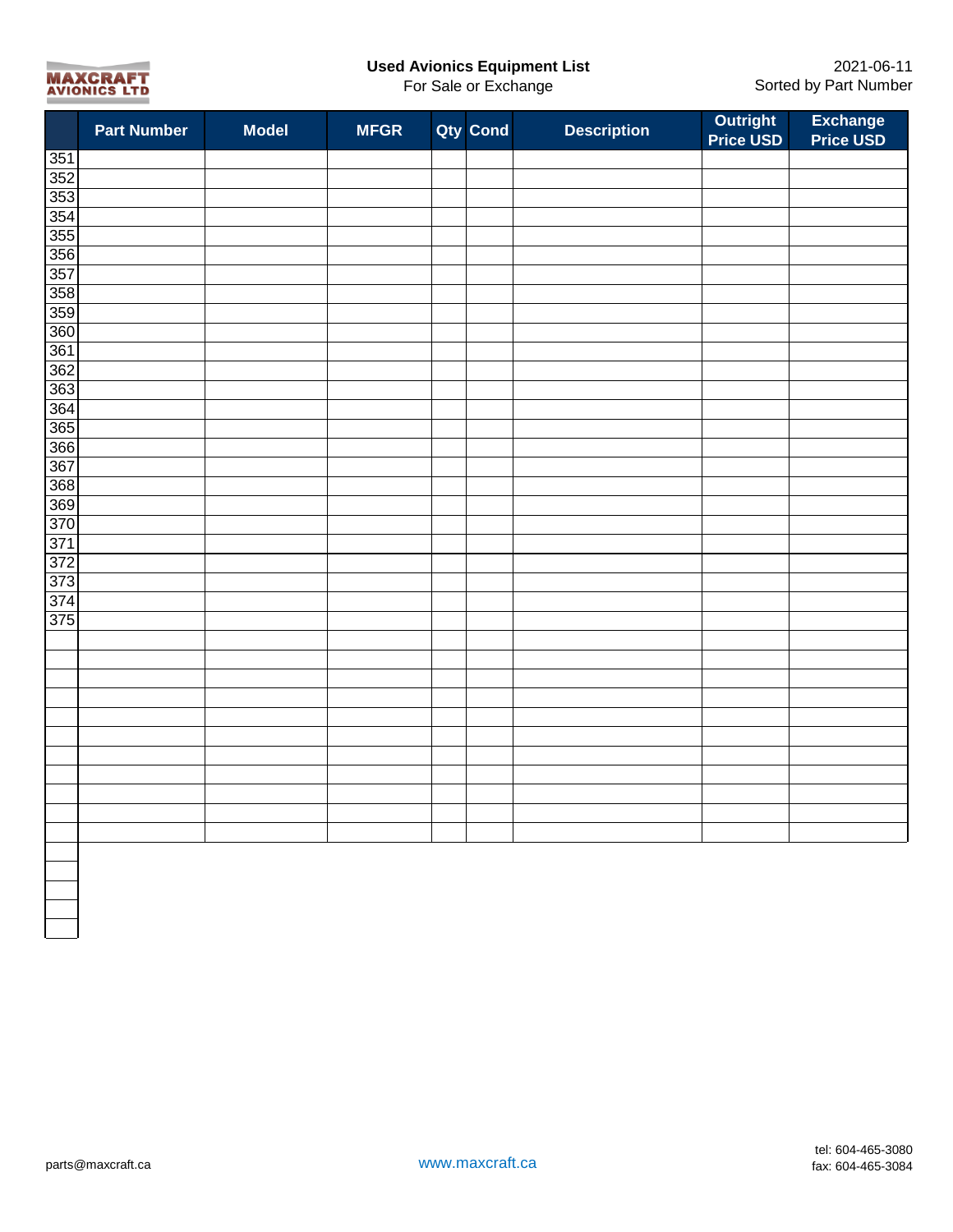**MAXCRAFT AVIONICS LTD**

# Used Avionics Equipment List

For Sale or Exchange

2021-06-11
Sorted by Part Number

| | Part Number | Model | MFGR | Qty | Cond | Description | Outright Price USD | Exchange Price USD |
|---|---|---|---|---|---|---|---|---|
| 351 | | | | | | | | |
| 352 | | | | | | | | |
| 353 | | | | | | | | |
| 354 | | | | | | | | |
| 355 | | | | | | | | |
| 356 | | | | | | | | |
| 357 | | | | | | | | |
| 358 | | | | | | | | |
| 359 | | | | | | | | |
| 360 | | | | | | | | |
| 361 | | | | | | | | |
| 362 | | | | | | | | |
| 363 | | | | | | | | |
| 364 | | | | | | | | |
| 365 | | | | | | | | |
| 366 | | | | | | | | |
| 367 | | | | | | | | |
| 368 | | | | | | | | |
| 369 | | | | | | | | |
| 370 | | | | | | | | |
| 371 | | | | | | | | |
| 372 | | | | | | | | |
| 373 | | | | | | | | |
| 374 | | | | | | | | |
| 375 | | | | | | | | |

parts@maxcraft.ca

www.maxcraft.ca

tel: 604-465-3080
fax: 604-465-3084